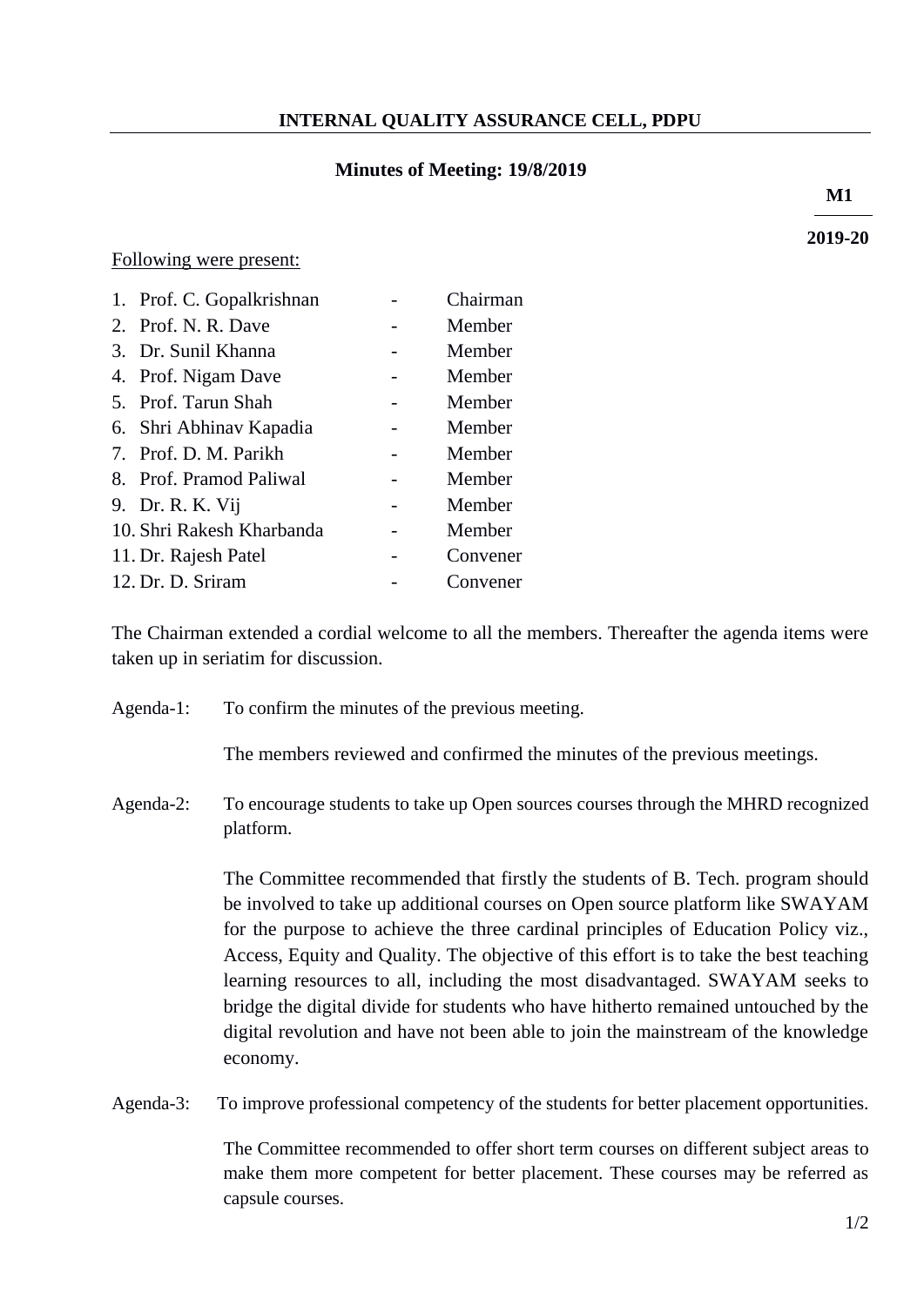**INTERNAL QUALITY ASSURANCE CELL, PDPU**

**Minutes of Meeting: 19/8/2019**

**M1**

**2019-20**

Following were present:

1. Prof. C. Gopalkrishnan - Chairman
2. Prof. N. R. Dave - Member
3. Dr. Sunil Khanna - Member
4. Prof. Nigam Dave - Member
5. Prof. Tarun Shah - Member
6. Shri Abhinav Kapadia - Member
7. Prof. D. M. Parikh - Member
8. Prof. Pramod Paliwal - Member
9. Dr. R. K. Vij - Member
10. Shri Rakesh Kharbanda - Member
11. Dr. Rajesh Patel - Convener
12. Dr. D. Sriram - Convener

The Chairman extended a cordial welcome to all the members. Thereafter the agenda items were taken up in seriatim for discussion.

Agenda-1: To confirm the minutes of the previous meeting.

The members reviewed and confirmed the minutes of the previous meetings.

Agenda-2: To encourage students to take up Open sources courses through the MHRD recognized platform.

The Committee recommended that firstly the students of B. Tech. program should be involved to take up additional courses on Open source platform like SWAYAM for the purpose to achieve the three cardinal principles of Education Policy viz., Access, Equity and Quality. The objective of this effort is to take the best teaching learning resources to all, including the most disadvantaged. SWAYAM seeks to bridge the digital divide for students who have hitherto remained untouched by the digital revolution and have not been able to join the mainstream of the knowledge economy.

Agenda-3: To improve professional competency of the students for better placement opportunities.

The Committee recommended to offer short term courses on different subject areas to make them more competent for better placement. These courses may be referred as capsule courses.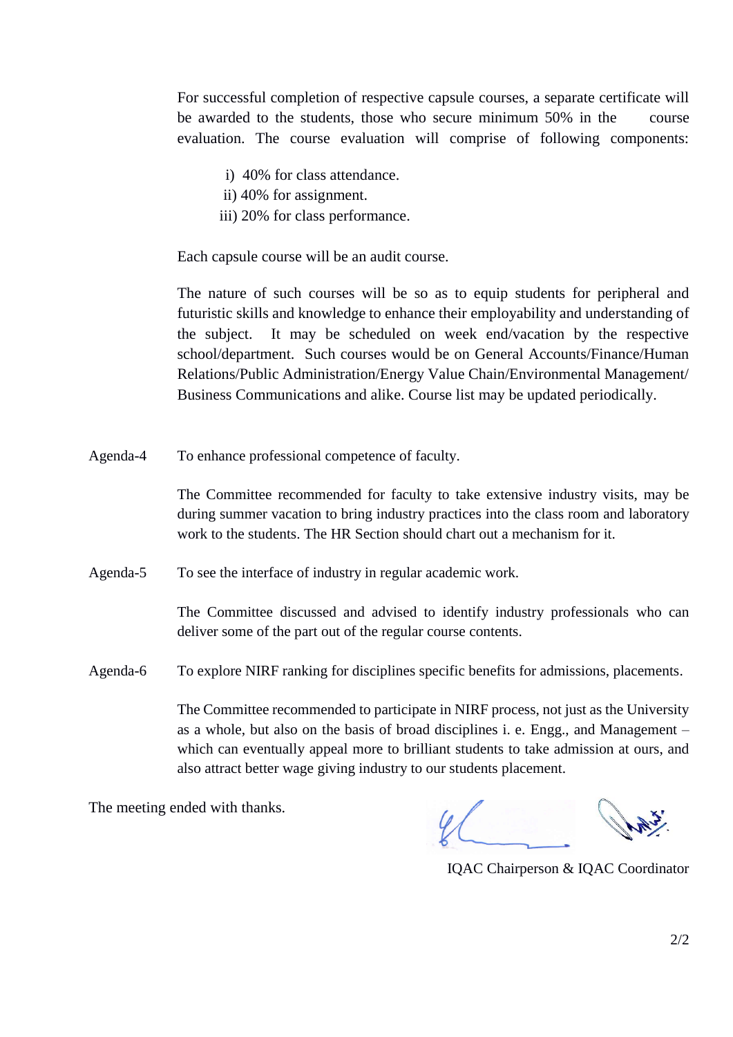For successful completion of respective capsule courses, a separate certificate will be awarded to the students, those who secure minimum 50% in the course evaluation. The course evaluation will comprise of following components:

i) 40% for class attendance.
ii) 40% for assignment.
iii) 20% for class performance.

Each capsule course will be an audit course.

The nature of such courses will be so as to equip students for peripheral and futuristic skills and knowledge to enhance their employability and understanding of the subject. It may be scheduled on week end/vacation by the respective school/department. Such courses would be on General Accounts/Finance/Human Relations/Public Administration/Energy Value Chain/Environmental Management/ Business Communications and alike. Course list may be updated periodically.

**Agenda-4** To enhance professional competence of faculty.

The Committee recommended for faculty to take extensive industry visits, may be during summer vacation to bring industry practices into the class room and laboratory work to the students. The HR Section should chart out a mechanism for it.

**Agenda-5** To see the interface of industry in regular academic work.

The Committee discussed and advised to identify industry professionals who can deliver some of the part out of the regular course contents.

**Agenda-6** To explore NIRF ranking for disciplines specific benefits for admissions, placements.

The Committee recommended to participate in NIRF process, not just as the University as a whole, but also on the basis of broad disciplines i. e. Engg., and Management – which can eventually appeal more to brilliant students to take admission at ours, and also attract better wage giving industry to our students placement.

The meeting ended with thanks.

IQAC Chairperson & IQAC Coordinator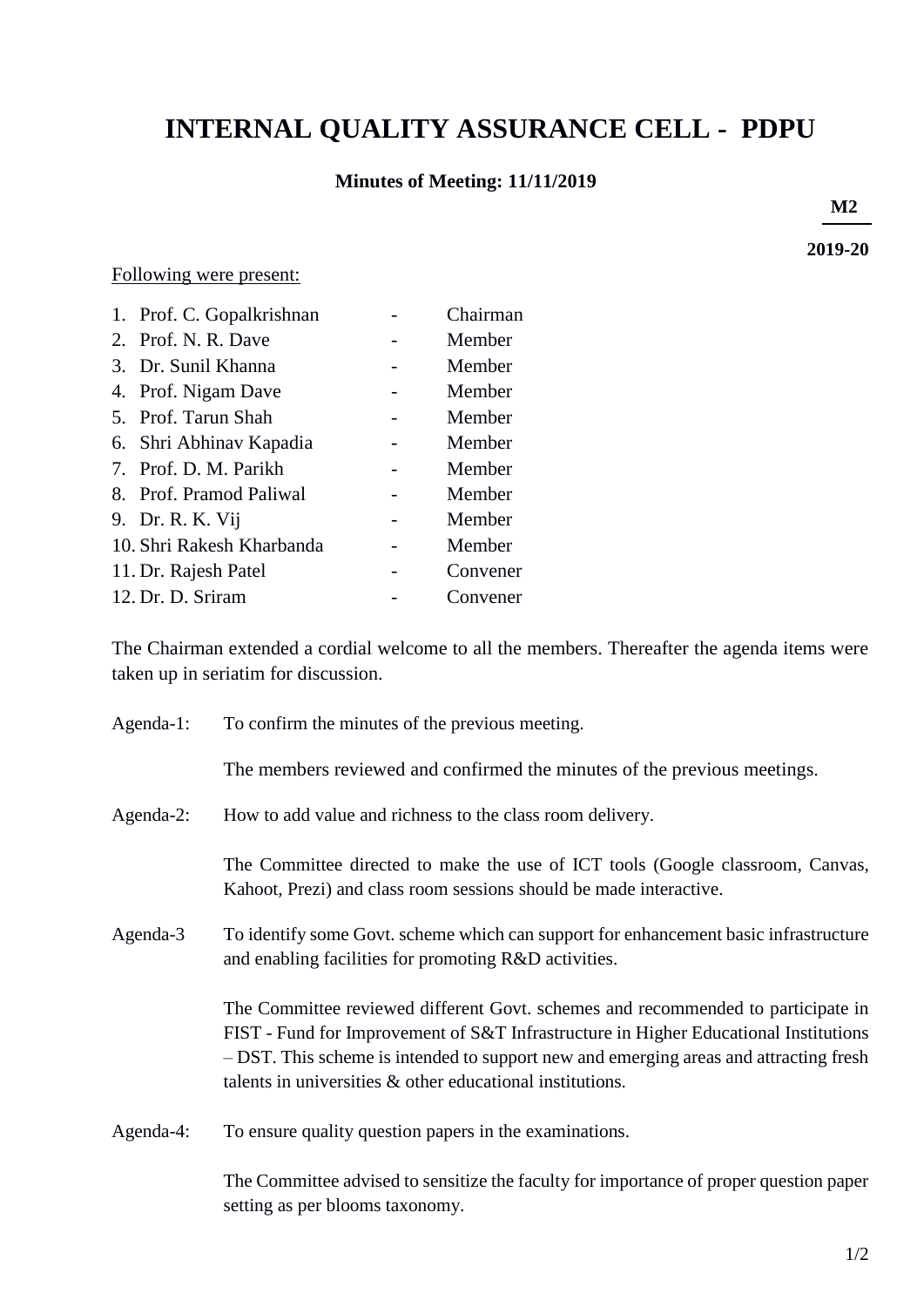# INTERNAL QUALITY ASSURANCE CELL - PDPU

**Minutes of Meeting: 11/11/2019**

**M2**

**2019-20**

Following were present:

1. Prof. C. Gopalkrishnan - Chairman
2. Prof. N. R. Dave - Member
3. Dr. Sunil Khanna - Member
4. Prof. Nigam Dave - Member
5. Prof. Tarun Shah - Member
6. Shri Abhinav Kapadia - Member
7. Prof. D. M. Parikh - Member
8. Prof. Pramod Paliwal - Member
9. Dr. R. K. Vij - Member
10. Shri Rakesh Kharbanda - Member
11. Dr. Rajesh Patel - Convener
12. Dr. D. Sriram - Convener

The Chairman extended a cordial welcome to all the members. Thereafter the agenda items were taken up in seriatim for discussion.

Agenda-1: To confirm the minutes of the previous meeting.

The members reviewed and confirmed the minutes of the previous meetings.

Agenda-2: How to add value and richness to the class room delivery.

The Committee directed to make the use of ICT tools (Google classroom, Canvas, Kahoot, Prezi) and class room sessions should be made interactive.

Agenda-3 To identify some Govt. scheme which can support for enhancement basic infrastructure and enabling facilities for promoting R&D activities.

The Committee reviewed different Govt. schemes and recommended to participate in FIST - Fund for Improvement of S&T Infrastructure in Higher Educational Institutions – DST. This scheme is intended to support new and emerging areas and attracting fresh talents in universities & other educational institutions.

Agenda-4: To ensure quality question papers in the examinations.

The Committee advised to sensitize the faculty for importance of proper question paper setting as per blooms taxonomy.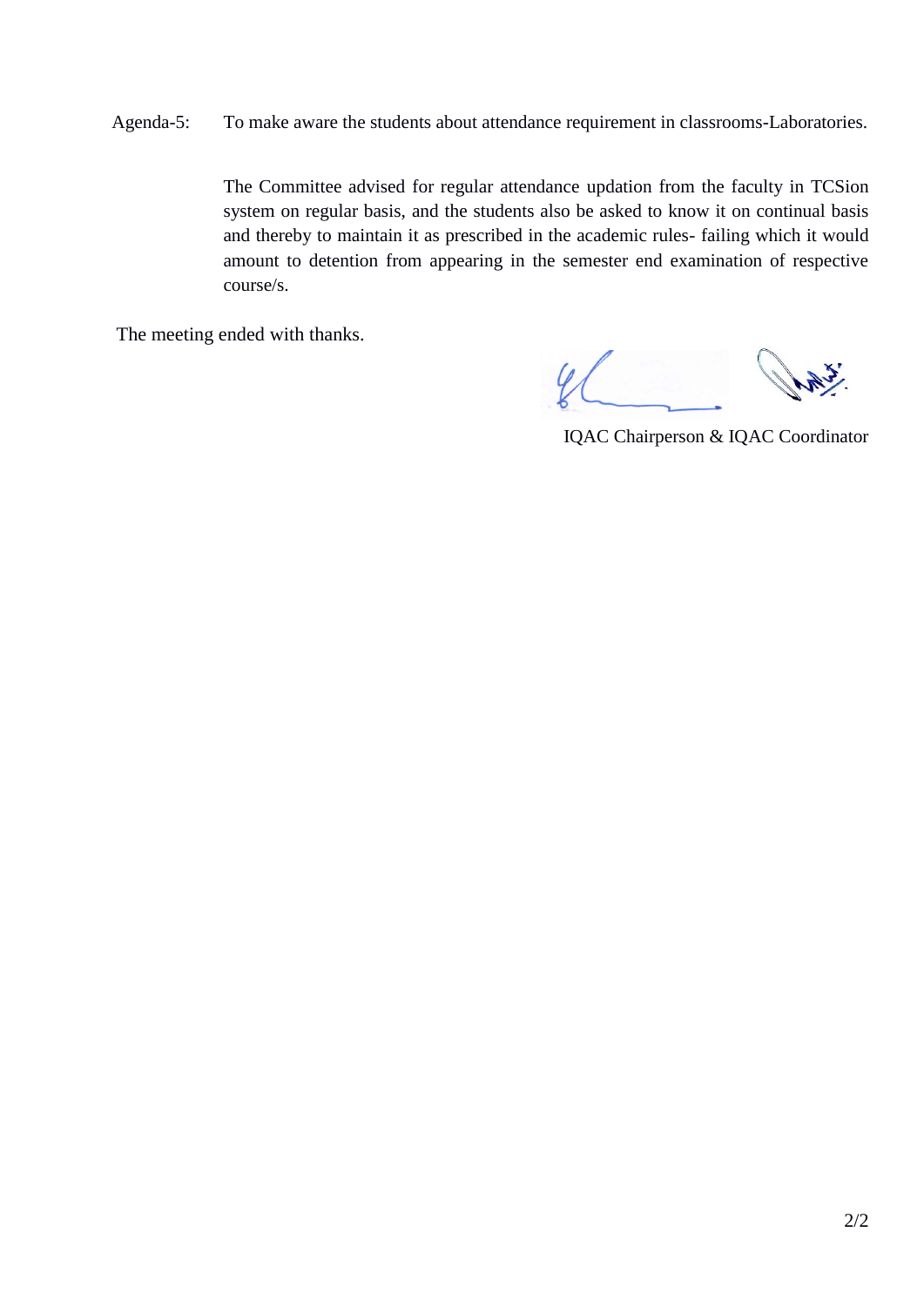Agenda-5: To make aware the students about attendance requirement in classrooms-Laboratories.

The Committee advised for regular attendance updation from the faculty in TCSion system on regular basis, and the students also be asked to know it on continual basis and thereby to maintain it as prescribed in the academic rules- failing which it would amount to detention from appearing in the semester end examination of respective course/s.

The meeting ended with thanks.

IQAC Chairperson & IQAC Coordinator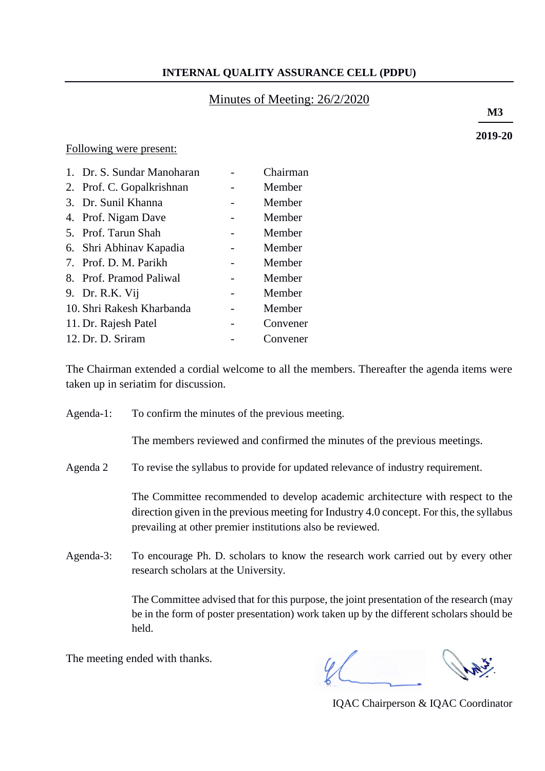**INTERNAL QUALITY ASSURANCE CELL (PDPU)**

Minutes of Meeting: 26/2/2020

**M3**

**2019-20**

Following were present:

| | | |
|---|---|---|
| 1. Dr. S. Sundar Manoharan | - | Chairman |
| 2. Prof. C. Gopalkrishnan | - | Member |
| 3. Dr. Sunil Khanna | - | Member |
| 4. Prof. Nigam Dave | - | Member |
| 5. Prof. Tarun Shah | - | Member |
| 6. Shri Abhinav Kapadia | - | Member |
| 7. Prof. D. M. Parikh | - | Member |
| 8. Prof. Pramod Paliwal | - | Member |
| 9. Dr. R.K. Vij | - | Member |
| 10. Shri Rakesh Kharbanda | - | Member |
| 11. Dr. Rajesh Patel | - | Convener |
| 12. Dr. D. Sriram | - | Convener |

The Chairman extended a cordial welcome to all the members. Thereafter the agenda items were taken up in seriatim for discussion.

Agenda-1: To confirm the minutes of the previous meeting.

The members reviewed and confirmed the minutes of the previous meetings.

Agenda 2 To revise the syllabus to provide for updated relevance of industry requirement.

The Committee recommended to develop academic architecture with respect to the direction given in the previous meeting for Industry 4.0 concept. For this, the syllabus prevailing at other premier institutions also be reviewed.

Agenda-3: To encourage Ph. D. scholars to know the research work carried out by every other research scholars at the University.

The Committee advised that for this purpose, the joint presentation of the research (may be in the form of poster presentation) work taken up by the different scholars should be held.

The meeting ended with thanks.

IQAC Chairperson & IQAC Coordinator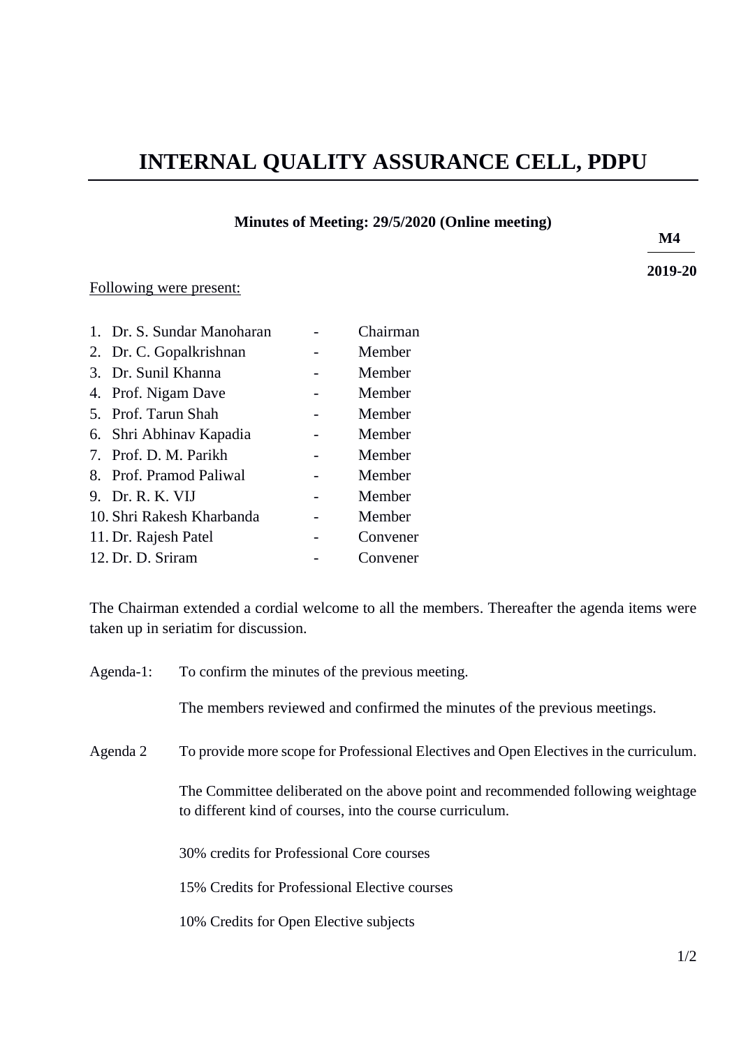# INTERNAL QUALITY ASSURANCE CELL, PDPU

**Minutes of Meeting: 29/5/2020 (Online meeting)**

**M4**

**2019-20**

Following were present:

1. Dr. S. Sundar Manoharan - Chairman
2. Dr. C. Gopalkrishnan - Member
3. Dr. Sunil Khanna - Member
4. Prof. Nigam Dave - Member
5. Prof. Tarun Shah - Member
6. Shri Abhinav Kapadia - Member
7. Prof. D. M. Parikh - Member
8. Prof. Pramod Paliwal - Member
9. Dr. R. K. VIJ - Member
10. Shri Rakesh Kharbanda - Member
11. Dr. Rajesh Patel - Convener
12. Dr. D. Sriram - Convener

The Chairman extended a cordial welcome to all the members. Thereafter the agenda items were taken up in seriatim for discussion.

Agenda-1: To confirm the minutes of the previous meeting.

The members reviewed and confirmed the minutes of the previous meetings.

Agenda 2 To provide more scope for Professional Electives and Open Electives in the curriculum.

The Committee deliberated on the above point and recommended following weightage to different kind of courses, into the course curriculum.

30% credits for Professional Core courses

15% Credits for Professional Elective courses

10% Credits for Open Elective subjects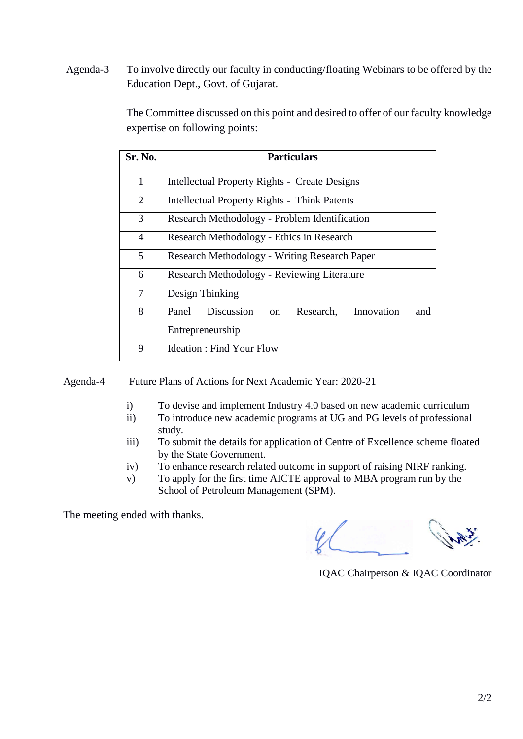Agenda-3 To involve directly our faculty in conducting/floating Webinars to be offered by the Education Dept., Govt. of Gujarat.

The Committee discussed on this point and desired to offer of our faculty knowledge expertise on following points:

| Sr. No. | Particulars |
|---|---|
| 1 | Intellectual Property Rights - Create Designs |
| 2 | Intellectual Property Rights - Think Patents |
| 3 | Research Methodology - Problem Identification |
| 4 | Research Methodology - Ethics in Research |
| 5 | Research Methodology - Writing Research Paper |
| 6 | Research Methodology - Reviewing Literature |
| 7 | Design Thinking |
| 8 | Panel Discussion on Research, Innovation and Entrepreneurship |
| 9 | Ideation : Find Your Flow |

Agenda-4 Future Plans of Actions for Next Academic Year: 2020-21

i) To devise and implement Industry 4.0 based on new academic curriculum
ii) To introduce new academic programs at UG and PG levels of professional study.
iii) To submit the details for application of Centre of Excellence scheme floated by the State Government.
iv) To enhance research related outcome in support of raising NIRF ranking.
v) To apply for the first time AICTE approval to MBA program run by the School of Petroleum Management (SPM).

The meeting ended with thanks.

IQAC Chairperson & IQAC Coordinator